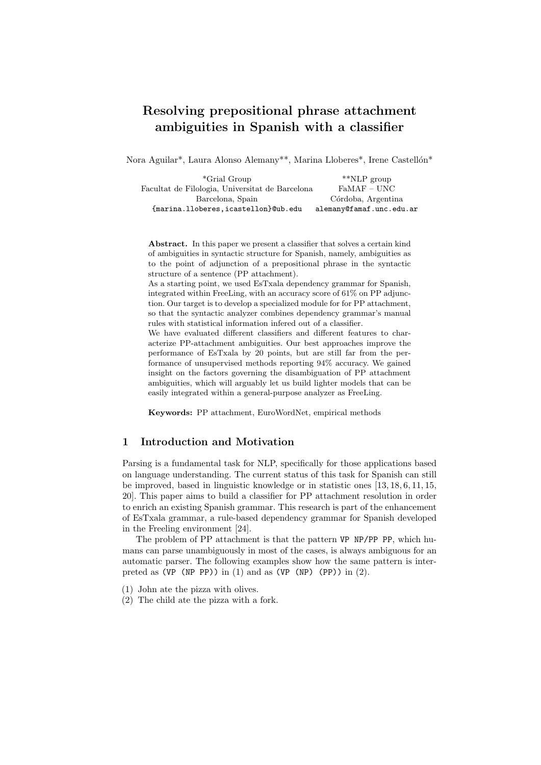# Resolving prepositional phrase attachment ambiguities in Spanish with a classifier

Nora Aguilar*, Laura Alonso Alemany**, Marina Lloberes*, Irene Castellón*

*Grial Group
Facultat de Filologia, Universitat de Barcelona
Barcelona, Spain
{marina.lloberes,icastellon}@ub.edu

**NLP group
FaMAF – UNC
Córdoba, Argentina
alemany@famaf.unc.edu.ar

**Abstract.** In this paper we present a classifier that solves a certain kind of ambiguities in syntactic structure for Spanish, namely, ambiguities as to the point of adjunction of a prepositional phrase in the syntactic structure of a sentence (PP attachment).

As a starting point, we used EsTxala dependency grammar for Spanish, integrated within FreeLing, with an accuracy score of 61% on PP adjunction. Our target is to develop a specialized module for for PP attachment, so that the syntactic analyzer combines dependency grammar's manual rules with statistical information infered out of a classifier.

We have evaluated different classifiers and different features to characterize PP-attachment ambiguities. Our best approaches improve the performance of EsTxala by 20 points, but are still far from the performance of unsupervised methods reporting 94% accuracy. We gained insight on the factors governing the disambiguation of PP attachment ambiguities, which will arguably let us build lighter models that can be easily integrated within a general-purpose analyzer as FreeLing.

**Keywords:** PP attachment, EuroWordNet, empirical methods

## 1 Introduction and Motivation

Parsing is a fundamental task for NLP, specifically for those applications based on language understanding. The current status of this task for Spanish can still be improved, based in linguistic knowledge or in statistic ones [13, 18, 6, 11, 15, 20]. This paper aims to build a classifier for PP attachment resolution in order to enrich an existing Spanish grammar. This research is part of the enhancement of EsTxala grammar, a rule-based dependency grammar for Spanish developed in the Freeling environment [24].

The problem of PP attachment is that the pattern `VP NP/PP PP`, which humans can parse unambiguously in most of the cases, is always ambiguous for an automatic parser. The following examples show how the same pattern is interpreted as `(VP (NP PP))` in (1) and as `(VP (NP) (PP))` in (2).

(1) John ate the pizza with olives.
(2) The child ate the pizza with a fork.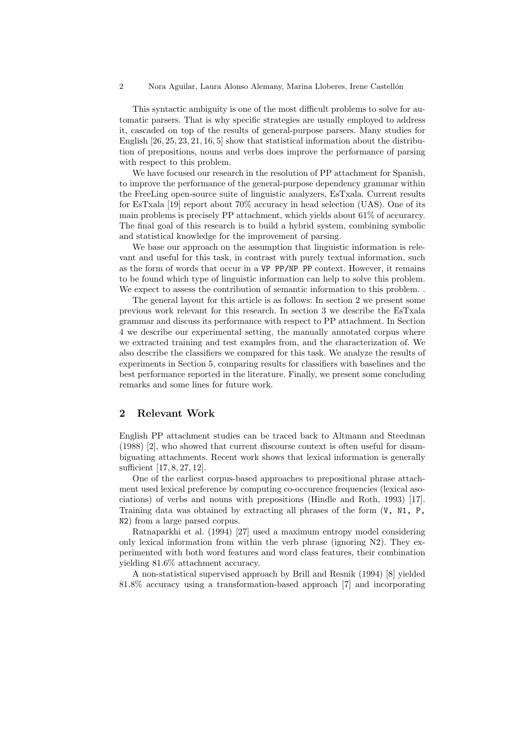This syntactic ambiguity is one of the most difficult problems to solve for automatic parsers. That is why specific strategies are usually employed to address it, cascaded on top of the results of general-purpose parsers. Many studies for English [26, 25, 23, 21, 16, 5] show that statistical information about the distribution of prepositions, nouns and verbs does improve the performance of parsing with respect to this problem.

We have focused our research in the resolution of PP attachment for Spanish, to improve the performance of the general-purpose dependency grammar within the FreeLing open-source suite of linguistic analyzers, EsTxala. Current results for EsTxala [19] report about 70% accuracy in head selection (UAS). One of its main problems is precisely PP attachment, which yields about 61% of accurarcy. The final goal of this research is to build a hybrid system, combining symbolic and statistical knowledge for the improvement of parsing.

We base our approach on the assumption that linguistic information is relevant and useful for this task, in contrast with purely textual information, such as the form of words that occur in a `VP PP/NP PP` context. However, it remains to be found which type of linguistic information can help to solve this problem. We expect to assess the contribution of semantic information to this problem. .

The general layout for this article is as follows: In section 2 we present some previous work relevant for this research. In section 3 we describe the EsTxala grammar and discuss its performance with respect to PP attachment. In Section 4 we describe our experimental setting, the manually annotated corpus where we extracted training and test examples from, and the characterization of. We also describe the classifiers we compared for this task. We analyze the results of experiments in Section 5, comparing results for classifiers with baselines and the best performance reported in the literature. Finally, we present some concluding remarks and some lines for future work.

## 2 Relevant Work

English PP attachment studies can be traced back to Altmann and Steedman (1988) [2], who showed that current discourse context is often useful for disambiguating attachments. Recent work shows that lexical information is generally sufficient [17, 8, 27, 12].

One of the earliest corpus-based approaches to prepositional phrase attachment used lexical preference by computing co-occurence frequencies (lexical asociations) of verbs and nouns with prepositions (Hindle and Roth, 1993) [17]. Training data was obtained by extracting all phrases of the form (`V, N1, P, N2`) from a large parsed corpus.

Ratnaparkhi et al. (1994) [27] used a maximum entropy model considering only lexical information from within the verb phrase (ignoring N2). They experimented with both word features and word class features, their combination yielding 81.6% attachment accuracy.

A non-statistical supervised approach by Brill and Resnik (1994) [8] yielded 81.8% accuracy using a transformation-based approach [7] and incorporating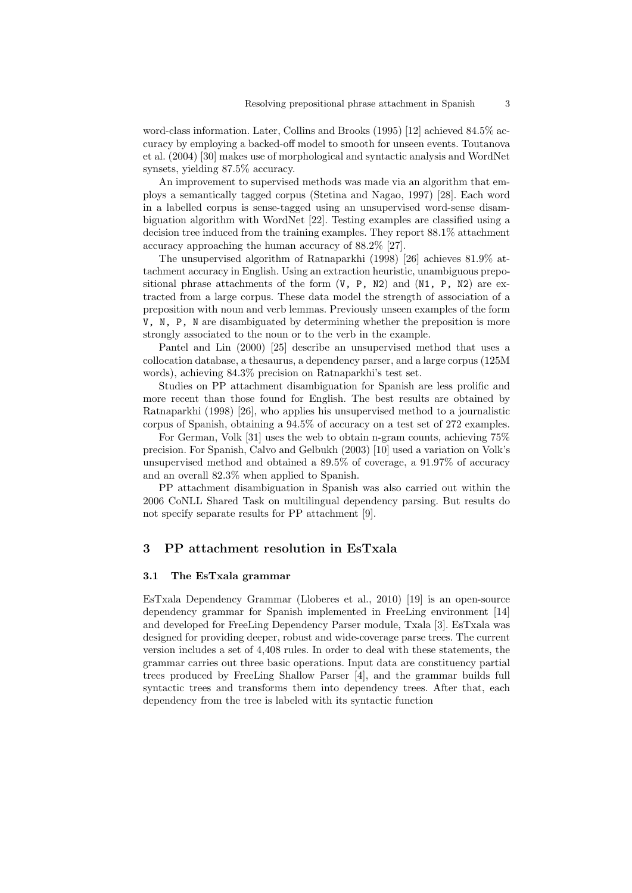word-class information. Later, Collins and Brooks (1995) [12] achieved 84.5% accuracy by employing a backed-off model to smooth for unseen events. Toutanova et al. (2004) [30] makes use of morphological and syntactic analysis and WordNet synsets, yielding 87.5% accuracy.

An improvement to supervised methods was made via an algorithm that employs a semantically tagged corpus (Stetina and Nagao, 1997) [28]. Each word in a labelled corpus is sense-tagged using an unsupervised word-sense disambiguation algorithm with WordNet [22]. Testing examples are classified using a decision tree induced from the training examples. They report 88.1% attachment accuracy approaching the human accuracy of 88.2% [27].

The unsupervised algorithm of Ratnaparkhi (1998) [26] achieves 81.9% attachment accuracy in English. Using an extraction heuristic, unambiguous prepositional phrase attachments of the form `(V, P, N2)` and `(N1, P, N2)` are extracted from a large corpus. These data model the strength of association of a preposition with noun and verb lemmas. Previously unseen examples of the form `V, N, P, N` are disambiguated by determining whether the preposition is more strongly associated to the noun or to the verb in the example.

Pantel and Lin (2000) [25] describe an unsupervised method that uses a collocation database, a thesaurus, a dependency parser, and a large corpus (125M words), achieving 84.3% precision on Ratnaparkhi's test set.

Studies on PP attachment disambiguation for Spanish are less prolific and more recent than those found for English. The best results are obtained by Ratnaparkhi (1998) [26], who applies his unsupervised method to a journalistic corpus of Spanish, obtaining a 94.5% of accuracy on a test set of 272 examples.

For German, Volk [31] uses the web to obtain n-gram counts, achieving 75% precision. For Spanish, Calvo and Gelbukh (2003) [10] used a variation on Volk's unsupervised method and obtained a 89.5% of coverage, a 91.97% of accuracy and an overall 82.3% when applied to Spanish.

PP attachment disambiguation in Spanish was also carried out within the 2006 CoNLL Shared Task on multilingual dependency parsing. But results do not specify separate results for PP attachment [9].

## 3 PP attachment resolution in EsTxala

### 3.1 The EsTxala grammar

EsTxala Dependency Grammar (Lloberes et al., 2010) [19] is an open-source dependency grammar for Spanish implemented in FreeLing environment [14] and developed for FreeLing Dependency Parser module, Txala [3]. EsTxala was designed for providing deeper, robust and wide-coverage parse trees. The current version includes a set of 4,408 rules. In order to deal with these statements, the grammar carries out three basic operations. Input data are constituency partial trees produced by FreeLing Shallow Parser [4], and the grammar builds full syntactic trees and transforms them into dependency trees. After that, each dependency from the tree is labeled with its syntactic function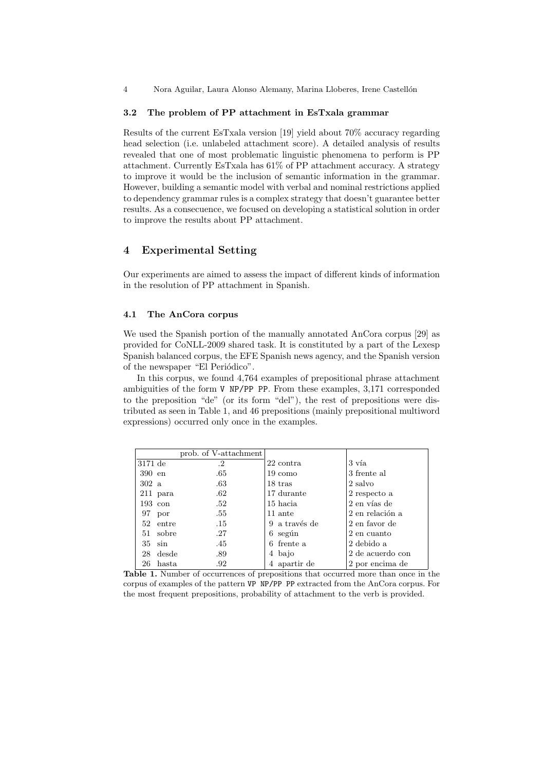### 3.2 The problem of PP attachment in EsTxala grammar

Results of the current EsTxala version [19] yield about 70% accuracy regarding head selection (i.e. unlabeled attachment score). A detailed analysis of results revealed that one of most problematic linguistic phenomena to perform is PP attachment. Currently EsTxala has 61% of PP attachment accuracy. A strategy to improve it would be the inclusion of semantic information in the grammar. However, building a semantic model with verbal and nominal restrictions applied to dependency grammar rules is a complex strategy that doesn't guarantee better results. As a consecuence, we focused on developing a statistical solution in order to improve the results about PP attachment.

## 4 Experimental Setting

Our experiments are aimed to assess the impact of different kinds of information in the resolution of PP attachment in Spanish.

### 4.1 The AnCora corpus

We used the Spanish portion of the manually annotated AnCora corpus [29] as provided for CoNLL-2009 shared task. It is constituted by a part of the Lexesp Spanish balanced corpus, the EFE Spanish news agency, and the Spanish version of the newspaper "El Periódico".

In this corpus, we found 4,764 examples of prepositional phrase attachment ambiguities of the form `V NP/PP PP`. From these examples, 3,171 corresponded to the preposition "de" (or its form "del"), the rest of prepositions were distributed as seen in Table 1, and 46 prepositions (mainly prepositional multiword expressions) occurred only once in the examples.

| | prob. of V-attachment | | |
|---|---|---|---|
| 3171 de | .2 | 22 contra | 3 vía |
| 390 en | .65 | 19 como | 3 frente al |
| 302 a | .63 | 18 tras | 2 salvo |
| 211 para | .62 | 17 durante | 2 respecto a |
| 193 con | .52 | 15 hacia | 2 en vías de |
| 97 por | .55 | 11 ante | 2 en relación a |
| 52 entre | .15 | 9 a través de | 2 en favor de |
| 51 sobre | .27 | 6 según | 2 en cuanto |
| 35 sin | .45 | 6 frente a | 2 debido a |
| 28 desde | .89 | 4 bajo | 2 de acuerdo con |
| 26 hasta | .92 | 4 apartir de | 2 por encima de |

**Table 1.** Number of occurrences of prepositions that occurred more than once in the corpus of examples of the pattern `VP NP/PP PP` extracted from the AnCora corpus. For the most frequent prepositions, probability of attachment to the verb is provided.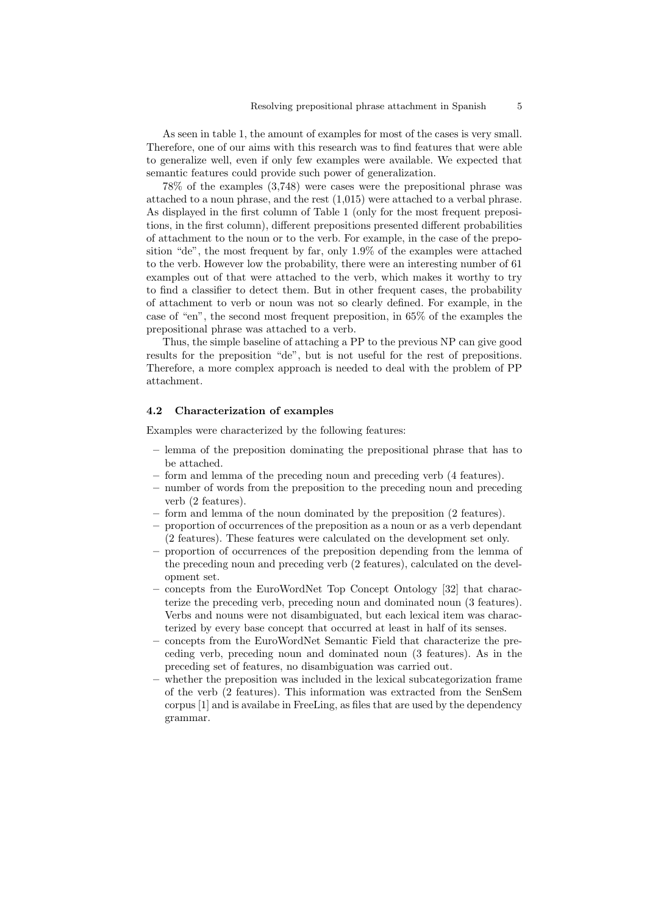As seen in table 1, the amount of examples for most of the cases is very small. Therefore, one of our aims with this research was to find features that were able to generalize well, even if only few examples were available. We expected that semantic features could provide such power of generalization.

78% of the examples (3,748) were cases were the prepositional phrase was attached to a noun phrase, and the rest (1,015) were attached to a verbal phrase. As displayed in the first column of Table 1 (only for the most frequent prepositions, in the first column), different prepositions presented different probabilities of attachment to the noun or to the verb. For example, in the case of the preposition "de", the most frequent by far, only 1.9% of the examples were attached to the verb. However low the probability, there were an interesting number of 61 examples out of that were attached to the verb, which makes it worthy to try to find a classifier to detect them. But in other frequent cases, the probability of attachment to verb or noun was not so clearly defined. For example, in the case of "en", the second most frequent preposition, in 65% of the examples the prepositional phrase was attached to a verb.

Thus, the simple baseline of attaching a PP to the previous NP can give good results for the preposition "de", but is not useful for the rest of prepositions. Therefore, a more complex approach is needed to deal with the problem of PP attachment.

### 4.2 Characterization of examples

Examples were characterized by the following features:

- lemma of the preposition dominating the prepositional phrase that has to be attached.
- form and lemma of the preceding noun and preceding verb (4 features).
- number of words from the preposition to the preceding noun and preceding verb (2 features).
- form and lemma of the noun dominated by the preposition (2 features).
- proportion of occurrences of the preposition as a noun or as a verb dependant (2 features). These features were calculated on the development set only.
- proportion of occurrences of the preposition depending from the lemma of the preceding noun and preceding verb (2 features), calculated on the development set.
- concepts from the EuroWordNet Top Concept Ontology [32] that characterize the preceding verb, preceding noun and dominated noun (3 features). Verbs and nouns were not disambiguated, but each lexical item was characterized by every base concept that occurred at least in half of its senses.
- concepts from the EuroWordNet Semantic Field that characterize the preceding verb, preceding noun and dominated noun (3 features). As in the preceding set of features, no disambiguation was carried out.
- whether the preposition was included in the lexical subcategorization frame of the verb (2 features). This information was extracted from the SenSem corpus [1] and is availabe in FreeLing, as files that are used by the dependency grammar.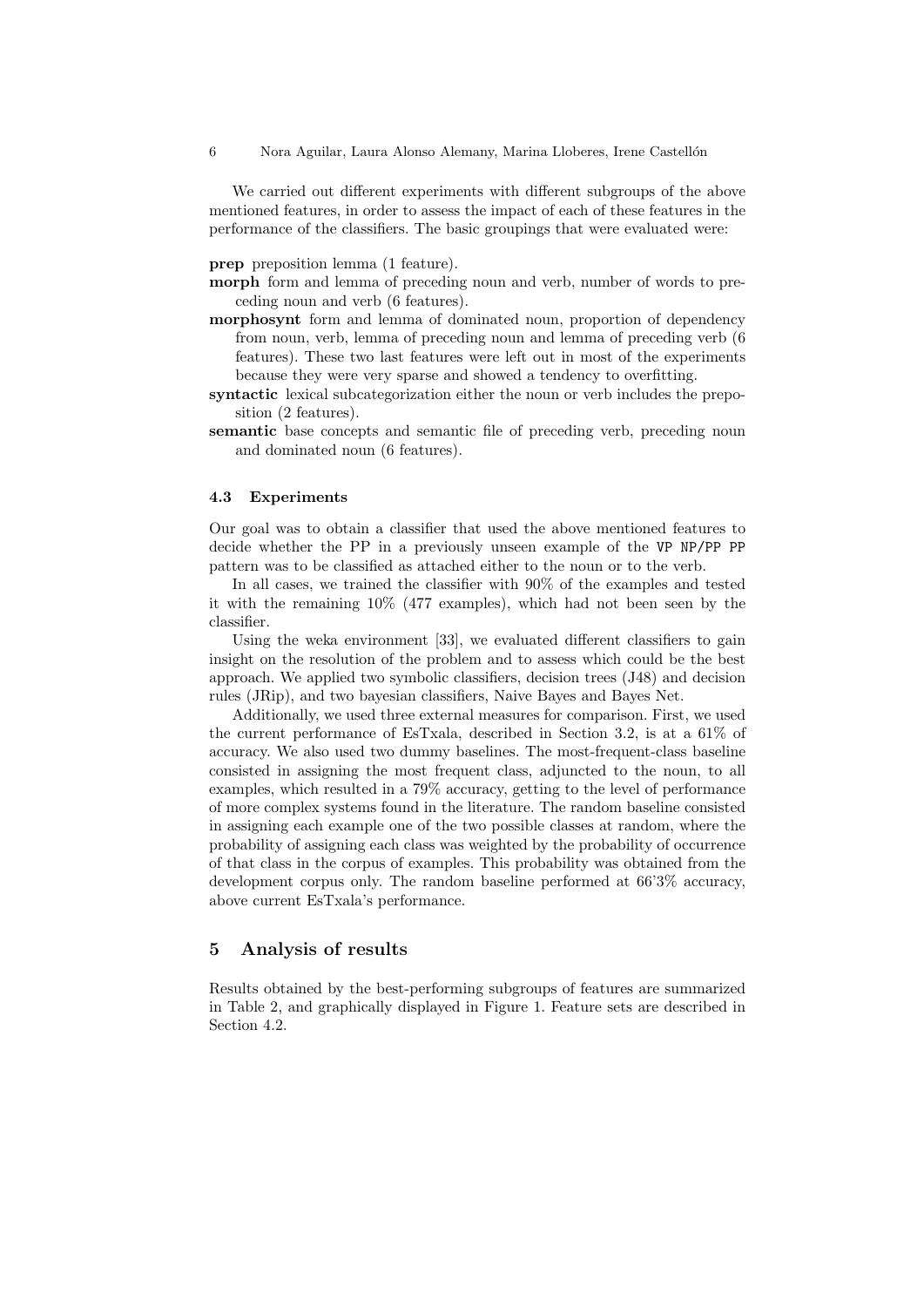We carried out different experiments with different subgroups of the above mentioned features, in order to assess the impact of each of these features in the performance of the classifiers. The basic groupings that were evaluated were:

**prep** preposition lemma (1 feature).

**morph** form and lemma of preceding noun and verb, number of words to preceding noun and verb (6 features).

**morphosynt** form and lemma of dominated noun, proportion of dependency from noun, verb, lemma of preceding noun and lemma of preceding verb (6 features). These two last features were left out in most of the experiments because they were very sparse and showed a tendency to overfitting.

**syntactic** lexical subcategorization either the noun or verb includes the preposition (2 features).

**semantic** base concepts and semantic file of preceding verb, preceding noun and dominated noun (6 features).

### 4.3 Experiments

Our goal was to obtain a classifier that used the above mentioned features to decide whether the PP in a previously unseen example of the `VP NP/PP PP` pattern was to be classified as attached either to the noun or to the verb.

In all cases, we trained the classifier with 90% of the examples and tested it with the remaining 10% (477 examples), which had not been seen by the classifier.

Using the weka environment [33], we evaluated different classifiers to gain insight on the resolution of the problem and to assess which could be the best approach. We applied two symbolic classifiers, decision trees (J48) and decision rules (JRip), and two bayesian classifiers, Naive Bayes and Bayes Net.

Additionally, we used three external measures for comparison. First, we used the current performance of EsTxala, described in Section 3.2, is at a 61% of accuracy. We also used two dummy baselines. The most-frequent-class baseline consisted in assigning the most frequent class, adjuncted to the noun, to all examples, which resulted in a 79% accuracy, getting to the level of performance of more complex systems found in the literature. The random baseline consisted in assigning each example one of the two possible classes at random, where the probability of assigning each class was weighted by the probability of occurrence of that class in the corpus of examples. This probability was obtained from the development corpus only. The random baseline performed at 66'3% accuracy, above current EsTxala's performance.

## 5 Analysis of results

Results obtained by the best-performing subgroups of features are summarized in Table 2, and graphically displayed in Figure 1. Feature sets are described in Section 4.2.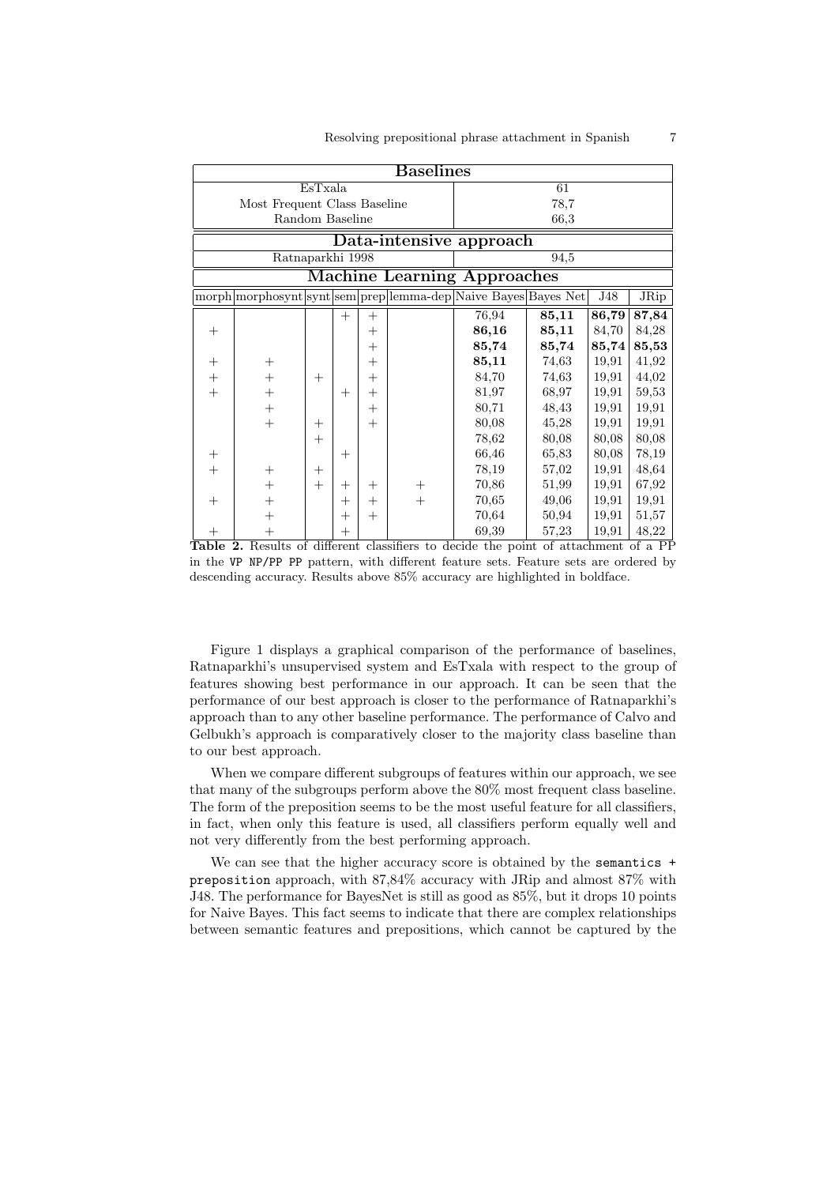| Baselines | | | | | | | | | |
|---|---|---|---|---|---|---|---|---|---|
| EsTxala | | | | | | 61 | | | |
| Most Frequent Class Baseline | | | | | | 78,7 | | | |
| Random Baseline | | | | | | 66,3 | | | |
| **Data-intensive approach** | | | | | | | | | |
| Ratnaparkhi 1998 | | | | | | 94,5 | | | |
| **Machine Learning Approaches** | | | | | | | | | |
| morph | morphosynt | synt | sem | prep | lemma-dep | Naive Bayes | Bayes Net | J48 | JRip |
| | | | + | + | | 76,94 | **85,11** | **86,79** | **87,84** |
| + | | | | + | | **86,16** | **85,11** | 84,70 | 84,28 |
| | | | | + | | **85,74** | **85,74** | **85,74** | **85,53** |
| + | + | | | + | | **85,11** | 74,63 | 19,91 | 41,92 |
| + | + | + | | + | | 84,70 | 74,63 | 19,91 | 44,02 |
| + | + | | + | + | | 81,97 | 68,97 | 19,91 | 59,53 |
| | + | | | + | | 80,71 | 48,43 | 19,91 | 19,91 |
| | + | + | | + | | 80,08 | 45,28 | 19,91 | 19,91 |
| | | + | | | | 78,62 | 80,08 | 80,08 | 80,08 |
| + | | | + | | | 66,46 | 65,83 | 80,08 | 78,19 |
| + | + | + | | | | 78,19 | 57,02 | 19,91 | 48,64 |
| | + | + | + | + | + | 70,86 | 51,99 | 19,91 | 67,92 |
| + | + | | + | + | + | 70,65 | 49,06 | 19,91 | 19,91 |
| | + | | + | + | | 70,64 | 50,94 | 19,91 | 51,57 |
| + | + | | + | | | 69,39 | 57,23 | 19,91 | 48,22 |

**Table 2.** Results of different classifiers to decide the point of attachment of a PP in the `VP NP/PP PP` pattern, with different feature sets. Feature sets are ordered by descending accuracy. Results above 85% accuracy are highlighted in boldface.

Figure 1 displays a graphical comparison of the performance of baselines, Ratnaparkhi's unsupervised system and EsTxala with respect to the group of features showing best performance in our approach. It can be seen that the performance of our best approach is closer to the performance of Ratnaparkhi's approach than to any other baseline performance. The performance of Calvo and Gelbukh's approach is comparatively closer to the majority class baseline than to our best approach.

When we compare different subgroups of features within our approach, we see that many of the subgroups perform above the 80% most frequent class baseline. The form of the preposition seems to be the most useful feature for all classifiers, in fact, when only this feature is used, all classifiers perform equally well and not very differently from the best performing approach.

We can see that the higher accuracy score is obtained by the `semantics + preposition` approach, with 87,84% accuracy with JRip and almost 87% with J48. The performance for BayesNet is still as good as 85%, but it drops 10 points for Naive Bayes. This fact seems to indicate that there are complex relationships between semantic features and prepositions, which cannot be captured by the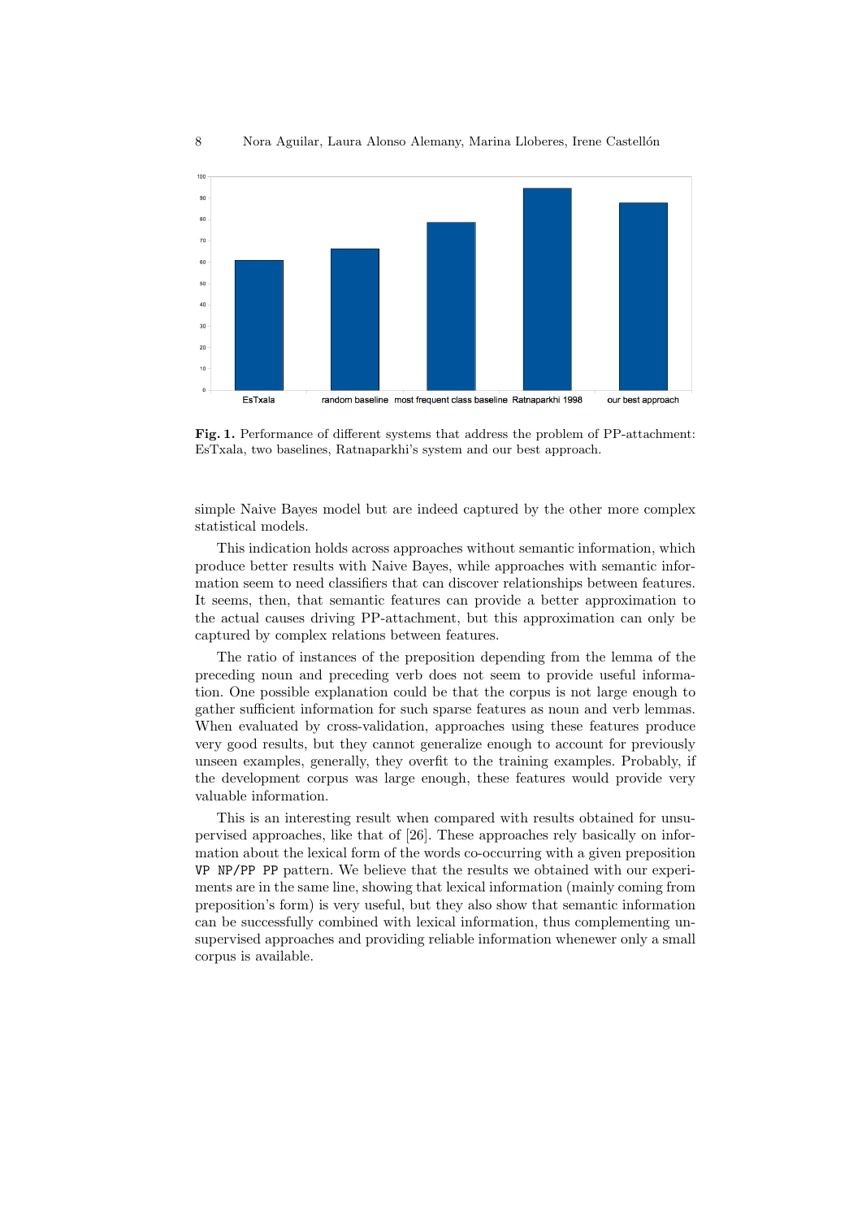**Fig. 1.** Performance of different systems that address the problem of PP-attachment: EsTxala, two baselines, Ratnaparkhi's system and our best approach.

simple Naive Bayes model but are indeed captured by the other more complex statistical models.

This indication holds across approaches without semantic information, which produce better results with Naive Bayes, while approaches with semantic information seem to need classifiers that can discover relationships between features. It seems, then, that semantic features can provide a better approximation to the actual causes driving PP-attachment, but this approximation can only be captured by complex relations between features.

The ratio of instances of the preposition depending from the lemma of the preceding noun and preceding verb does not seem to provide useful information. One possible explanation could be that the corpus is not large enough to gather sufficient information for such sparse features as noun and verb lemmas. When evaluated by cross-validation, approaches using these features produce very good results, but they cannot generalize enough to account for previously unseen examples, generally, they overfit to the training examples. Probably, if the development corpus was large enough, these features would provide very valuable information.

This is an interesting result when compared with results obtained for unsupervised approaches, like that of [26]. These approaches rely basically on information about the lexical form of the words co-occurring with a given preposition `VP NP/PP PP` pattern. We believe that the results we obtained with our experiments are in the same line, showing that lexical information (mainly coming from preposition's form) is very useful, but they also show that semantic information can be successfully combined with lexical information, thus complementing unsupervised approaches and providing reliable information whenever only a small corpus is available.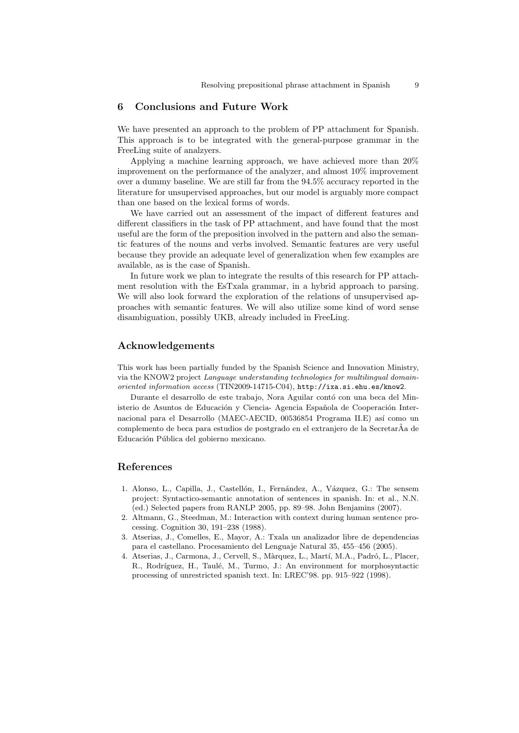## 6 Conclusions and Future Work

We have presented an approach to the problem of PP attachment for Spanish. This approach is to be integrated with the general-purpose grammar in the FreeLing suite of analzyers.

Applying a machine learning approach, we have achieved more than 20% improvement on the performance of the analyzer, and almost 10% improvement over a dummy baseline. We are still far from the 94.5% accuracy reported in the literature for unsupervised approaches, but our model is arguably more compact than one based on the lexical forms of words.

We have carried out an assessment of the impact of different features and different classifiers in the task of PP attachment, and have found that the most useful are the form of the preposition involved in the pattern and also the semantic features of the nouns and verbs involved. Semantic features are very useful because they provide an adequate level of generalization when few examples are available, as is the case of Spanish.

In future work we plan to integrate the results of this research for PP attachment resolution with the EsTxala grammar, in a hybrid approach to parsing. We will also look forward the exploration of the relations of unsupervised approaches with semantic features. We will also utilize some kind of word sense disambiguation, possibly UKB, already included in FreeLing.

## Acknowledgements

This work has been partially funded by the Spanish Science and Innovation Ministry, via the KNOW2 project *Language understanding technologies for multilingual domain-oriented information access* (TIN2009-14715-C04), `http://ixa.si.ehu.es/know2`.

Durante el desarrollo de este trabajo, Nora Aguilar contó con una beca del Ministerio de Asuntos de Educación y Ciencia- Agencia Española de Cooperación Internacional para el Desarrollo (MAEC-AECID, 00536854 Programa II.E) así como un complemento de beca para estudios de postgrado en el extranjero de la SecretarÃa de Educación Pública del gobierno mexicano.

## References

1. Alonso, L., Capilla, J., Castellón, I., Fernández, A., Vázquez, G.: The sensem project: Syntactico-semantic annotation of sentences in spanish. In: et al., N.N. (ed.) Selected papers from RANLP 2005, pp. 89–98. John Benjamins (2007).
2. Altmann, G., Steedman, M.: Interaction with context during human sentence processing. Cognition 30, 191–238 (1988).
3. Atserias, J., Comelles, E., Mayor, A.: Txala un analizador libre de dependencias para el castellano. Procesamiento del Lenguaje Natural 35, 455–456 (2005).
4. Atserias, J., Carmona, J., Cervell, S., Màrquez, L., Martí, M.A., Padró, L., Placer, R., Rodríguez, H., Taulé, M., Turmo, J.: An environment for morphosyntactic processing of unrestricted spanish text. In: LREC'98. pp. 915–922 (1998).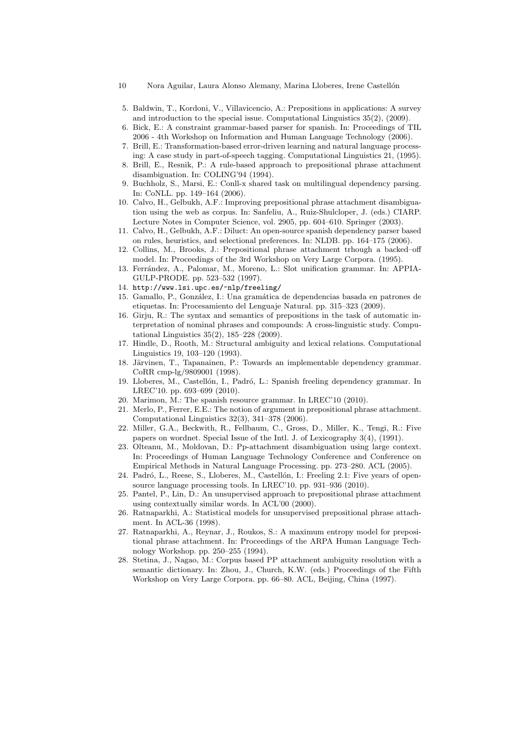5. Baldwin, T., Kordoni, V., Villavicencio, A.: Prepositions in applications: A survey and introduction to the special issue. Computational Linguistics 35(2), (2009).
6. Bick, E.: A constraint grammar-based parser for spanish. In: Proceedings of TIL 2006 - 4th Workshop on Information and Human Language Technology (2006).
7. Brill, E.: Transformation-based error-driven learning and natural language processing: A case study in part-of-speech tagging. Computational Linguistics 21, (1995).
8. Brill, E., Resnik, P.: A rule-based approach to prepositional phrase attachment disambiguation. In: COLING'94 (1994).
9. Buchholz, S., Marsi, E.: Conll-x shared task on multilingual dependency parsing. In: CoNLL. pp. 149–164 (2006).
10. Calvo, H., Gelbukh, A.F.: Improving prepositional phrase attachment disambiguation using the web as corpus. In: Sanfeliu, A., Ruiz-Shulcloper, J. (eds.) CIARP. Lecture Notes in Computer Science, vol. 2905, pp. 604–610. Springer (2003).
11. Calvo, H., Gelbukh, A.F.: Diluct: An open-source spanish dependency parser based on rules, heuristics, and selectional preferences. In: NLDB. pp. 164–175 (2006).
12. Collins, M., Brooks, J.: Prepositional phrase attachment trhough a backed–off model. In: Proceedings of the 3rd Workshop on Very Large Corpora. (1995).
13. Ferrández, A., Palomar, M., Moreno, L.: Slot unification grammar. In: APPIA-GULP-PRODE. pp. 523–532 (1997).
14. http://www.lsi.upc.es/~nlp/freeling/
15. Gamallo, P., González, I.: Una gramática de dependencias basada en patrones de etiquetas. In: Procesamiento del Lenguaje Natural. pp. 315–323 (2009).
16. Girju, R.: The syntax and semantics of prepositions in the task of automatic interpretation of nominal phrases and compounds: A cross-linguistic study. Computational Linguistics 35(2), 185–228 (2009).
17. Hindle, D., Rooth, M.: Structural ambiguity and lexical relations. Computational Linguistics 19, 103–120 (1993).
18. Järvinen, T., Tapanainen, P.: Towards an implementable dependency grammar. CoRR cmp-lg/9809001 (1998).
19. Lloberes, M., Castellón, I., Padró, L.: Spanish freeling dependency grammar. In LREC'10. pp. 693–699 (2010).
20. Marimon, M.: The spanish resource grammar. In LREC'10 (2010).
21. Merlo, P., Ferrer, E.E.: The notion of argument in prepositional phrase attachment. Computational Linguistics 32(3), 341–378 (2006).
22. Miller, G.A., Beckwith, R., Fellbaum, C., Gross, D., Miller, K., Tengi, R.: Five papers on wordnet. Special Issue of the Intl. J. of Lexicography 3(4), (1991).
23. Olteanu, M., Moldovan, D.: Pp-attachment disambiguation using large context. In: Proceedings of Human Language Technology Conference and Conference on Empirical Methods in Natural Language Processing. pp. 273–280. ACL (2005).
24. Padró, L., Reese, S., Lloberes, M., Castellón, I.: Freeling 2.1: Five years of open-source language processing tools. In LREC'10. pp. 931–936 (2010).
25. Pantel, P., Lin, D.: An unsupervised approach to prepositional phrase attachment using contextually similar words. In ACL'00 (2000).
26. Ratnaparkhi, A.: Statistical models for unsupervised prepositional phrase attachment. In ACL-36 (1998).
27. Ratnaparkhi, A., Reynar, J., Roukos, S.: A maximum entropy model for prepositional phrase attachment. In: Proceedings of the ARPA Human Language Technology Workshop. pp. 250–255 (1994).
28. Stetina, J., Nagao, M.: Corpus based PP attachment ambiguity resolution with a semantic dictionary. In: Zhou, J., Church, K.W. (eds.) Proceedings of the Fifth Workshop on Very Large Corpora. pp. 66–80. ACL, Beijing, China (1997).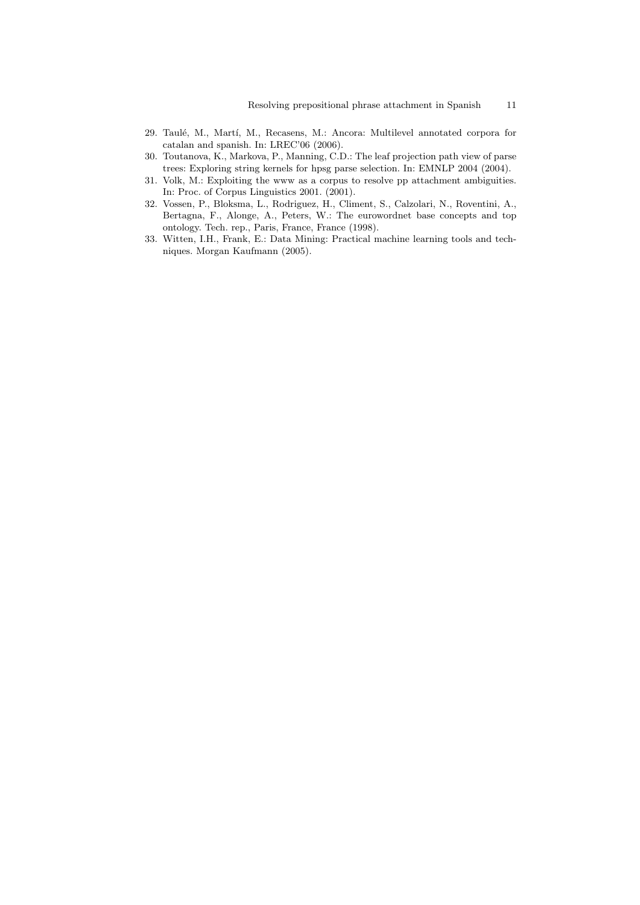29. Taulé, M., Martí, M., Recasens, M.: Ancora: Multilevel annotated corpora for catalan and spanish. In: LREC'06 (2006).
30. Toutanova, K., Markova, P., Manning, C.D.: The leaf projection path view of parse trees: Exploring string kernels for hpsg parse selection. In: EMNLP 2004 (2004).
31. Volk, M.: Exploiting the www as a corpus to resolve pp attachment ambiguities. In: Proc. of Corpus Linguistics 2001. (2001).
32. Vossen, P., Bloksma, L., Rodriguez, H., Climent, S., Calzolari, N., Roventini, A., Bertagna, F., Alonge, A., Peters, W.: The eurowordnet base concepts and top ontology. Tech. rep., Paris, France, France (1998).
33. Witten, I.H., Frank, E.: Data Mining: Practical machine learning tools and techniques. Morgan Kaufmann (2005).